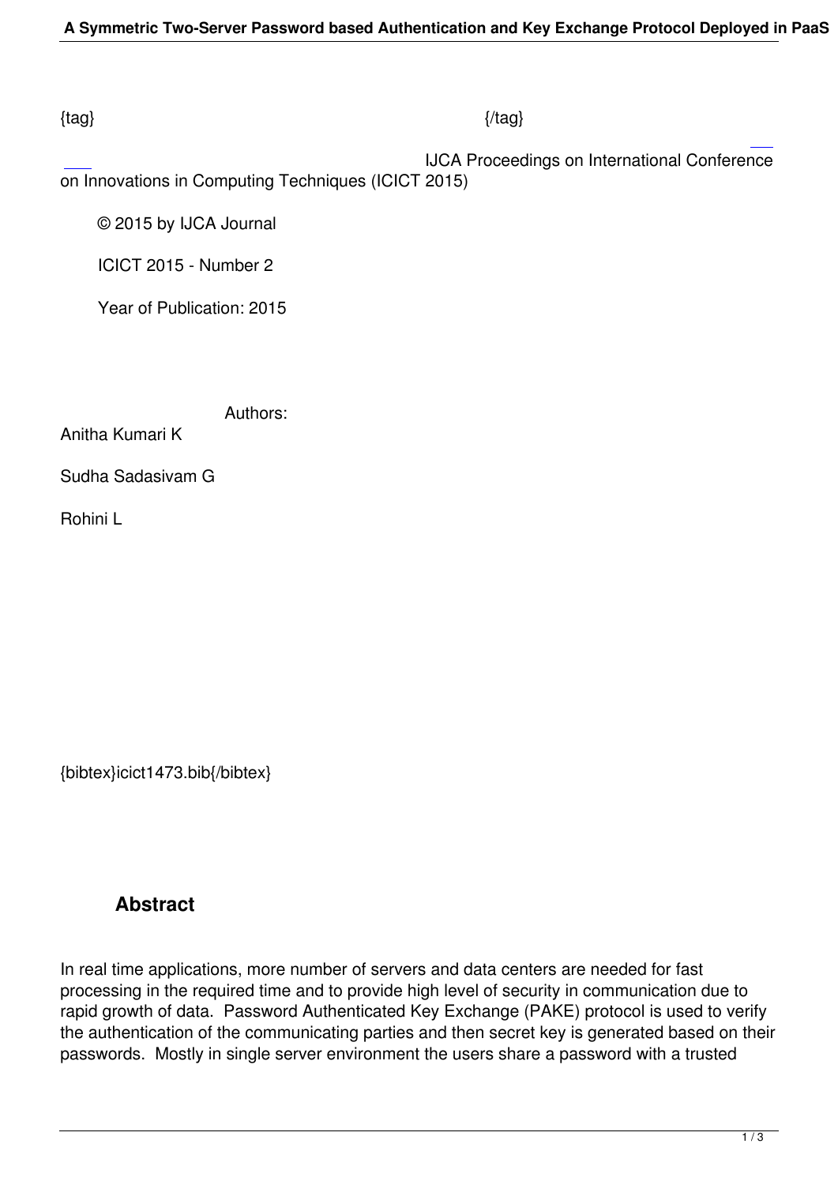{tag} {/tag}

IJCA Proceedings on International Conference on Innovations in Computing Techniques (ICICT 2015)

© 2015 by IJCA Journal

ICICT 2015 - Number 2

Year of Publication: 2015

Authors:

Anitha Kumari K

Sudha Sadasivam G

Rohini L

{bibtex}icict1473.bib{/bibtex}

## Abstract

In real time applications, more number of servers and data centers are needed for fast processing in the required time and to provide high level of security in communication due to rapid growth of data. Password Authenticated Key Exchange (PAKE) protocol is used to verify the authentication of the communicating parties and then secret key is generated based on their passwords. Mostly in single server environment the users share a password with a trusted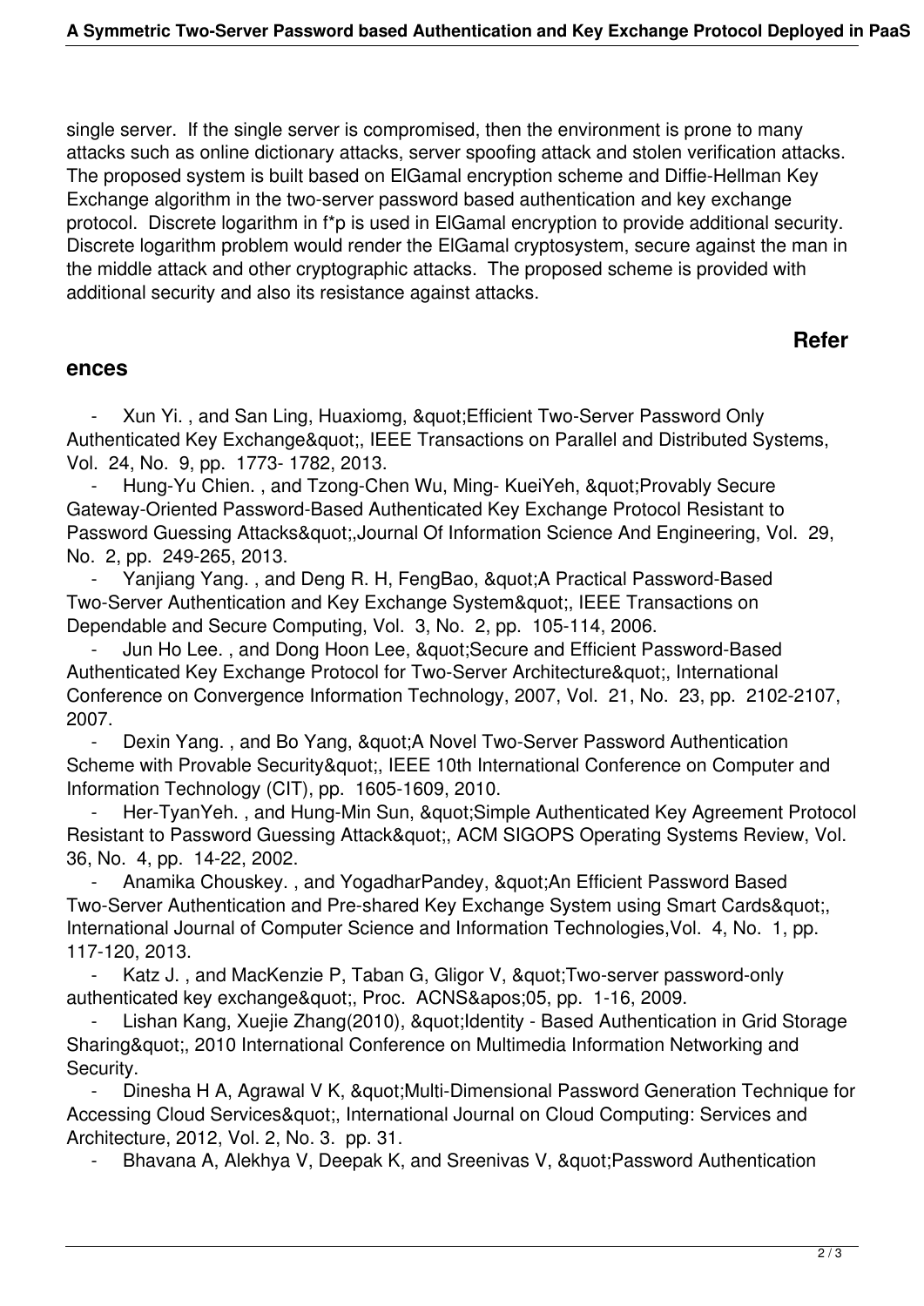single server. If the single server is compromised, then the environment is prone to many attacks such as online dictionary attacks, server spoofing attack and stolen verification attacks. The proposed system is built based on ElGamal encryption scheme and Diffie-Hellman Key Exchange algorithm in the two-server password based authentication and key exchange protocol. Discrete logarithm in f*p is used in ElGamal encryption to provide additional security. Discrete logarithm problem would render the ElGamal cryptosystem, secure against the man in the middle attack and other cryptographic attacks. The proposed scheme is provided with additional security and also its resistance against attacks.

## References

- Xun Yi. , and San Ling, Huaxiomg, &quot;Efficient Two-Server Password Only Authenticated Key Exchange&quot;, IEEE Transactions on Parallel and Distributed Systems, Vol. 24, No. 9, pp. 1773- 1782, 2013.
- Hung-Yu Chien. , and Tzong-Chen Wu, Ming- KueiYeh, &quot;Provably Secure Gateway-Oriented Password-Based Authenticated Key Exchange Protocol Resistant to Password Guessing Attacks&quot;,Journal Of Information Science And Engineering, Vol. 29, No. 2, pp. 249-265, 2013.
- Yanjiang Yang. , and Deng R. H, FengBao, &quot;A Practical Password-Based Two-Server Authentication and Key Exchange System&quot;, IEEE Transactions on Dependable and Secure Computing, Vol. 3, No. 2, pp. 105-114, 2006.
- Jun Ho Lee. , and Dong Hoon Lee, &quot;Secure and Efficient Password-Based Authenticated Key Exchange Protocol for Two-Server Architecture&quot;, International Conference on Convergence Information Technology, 2007, Vol. 21, No. 23, pp. 2102-2107, 2007.
- Dexin Yang. , and Bo Yang, &quot;A Novel Two-Server Password Authentication Scheme with Provable Security&quot;, IEEE 10th International Conference on Computer and Information Technology (CIT), pp. 1605-1609, 2010.
- Her-TyanYeh. , and Hung-Min Sun, &quot;Simple Authenticated Key Agreement Protocol Resistant to Password Guessing Attack&quot;, ACM SIGOPS Operating Systems Review, Vol. 36, No. 4, pp. 14-22, 2002.
- Anamika Chouskey. , and YogadharPandey, &quot;An Efficient Password Based Two-Server Authentication and Pre-shared Key Exchange System using Smart Cards&quot;, International Journal of Computer Science and Information Technologies,Vol. 4, No. 1, pp. 117-120, 2013.
- Katz J. , and MacKenzie P, Taban G, Gligor V, &quot;Two-server password-only authenticated key exchange&quot;, Proc. ACNS&apos;05, pp. 1-16, 2009.
- Lishan Kang, Xuejie Zhang(2010), &quot;Identity - Based Authentication in Grid Storage Sharing&quot;, 2010 International Conference on Multimedia Information Networking and Security.
- Dinesha H A, Agrawal V K, &quot;Multi-Dimensional Password Generation Technique for Accessing Cloud Services&quot;, International Journal on Cloud Computing: Services and Architecture, 2012, Vol. 2, No. 3. pp. 31.
- Bhavana A, Alekhya V, Deepak K, and Sreenivas V, &quot;Password Authentication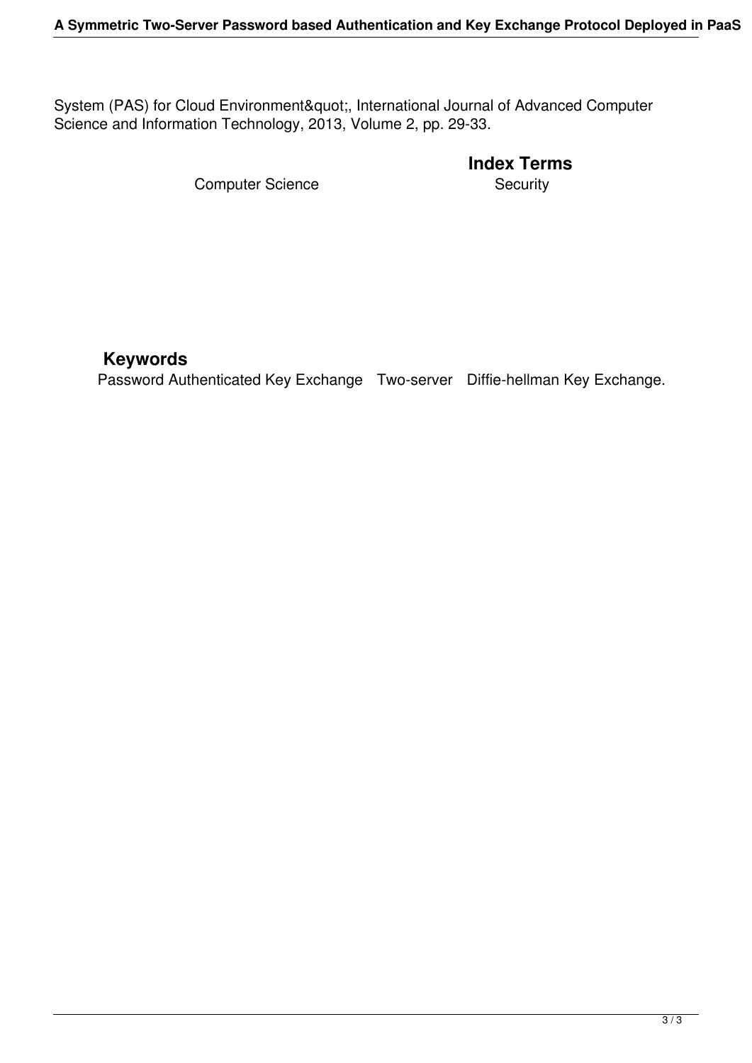System (PAS) for Cloud Environment&quot;, International Journal of Advanced Computer Science and Information Technology, 2013, Volume 2, pp. 29-33.

## Index Terms

Computer Science Security

## Keywords

Password Authenticated Key Exchange Two-server Diffie-hellman Key Exchange.